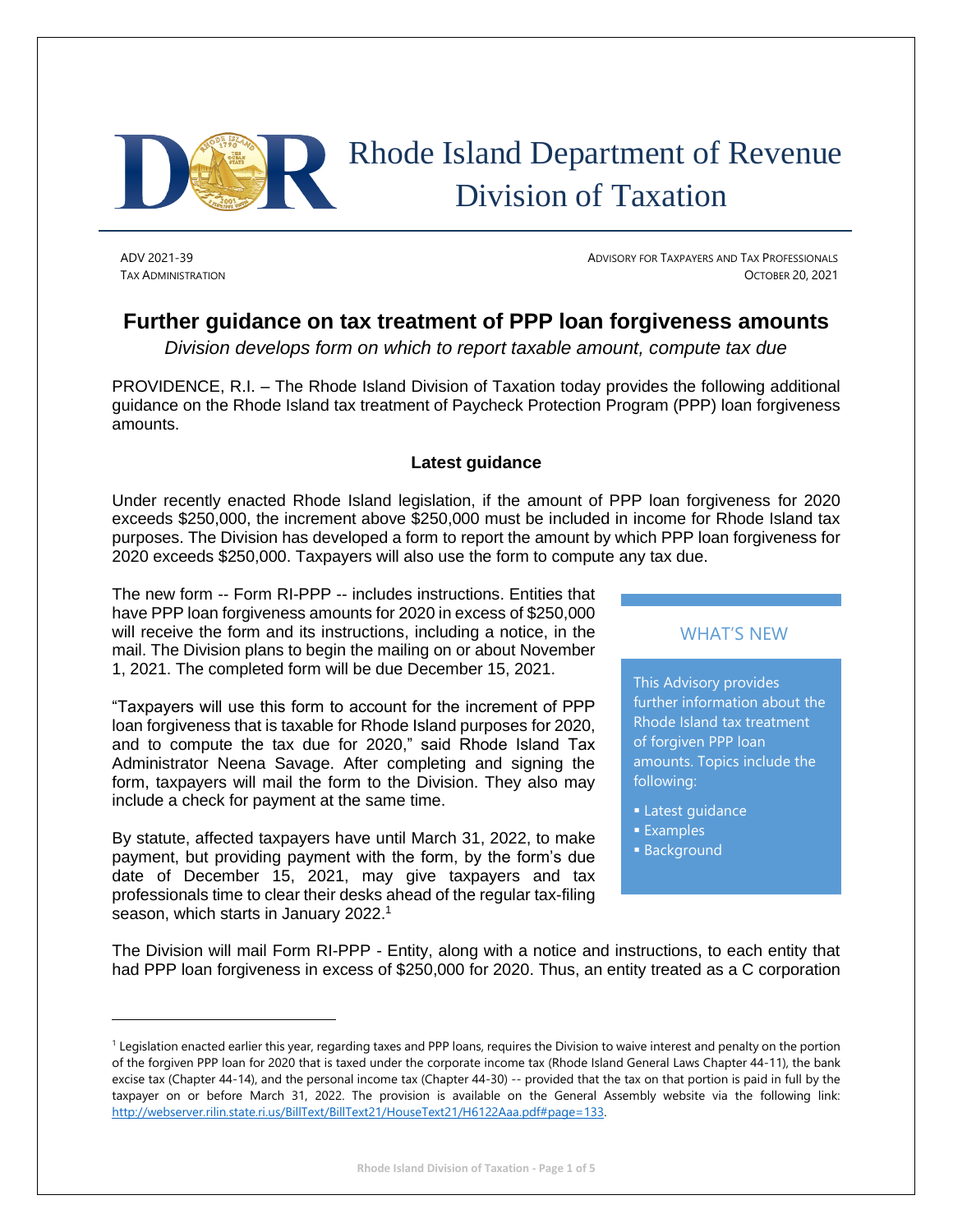# Rhode Island Department of Revenue Division of Taxation

ADV 2021-39
TAX ADMINISTRATION

ADVISORY FOR TAXPAYERS AND TAX PROFESSIONALS
OCTOBER 20, 2021

## Further guidance on tax treatment of PPP loan forgiveness amounts

*Division develops form on which to report taxable amount, compute tax due*

PROVIDENCE, R.I. – The Rhode Island Division of Taxation today provides the following additional guidance on the Rhode Island tax treatment of Paycheck Protection Program (PPP) loan forgiveness amounts.

### Latest guidance

Under recently enacted Rhode Island legislation, if the amount of PPP loan forgiveness for 2020 exceeds $250,000, the increment above $250,000 must be included in income for Rhode Island tax purposes. The Division has developed a form to report the amount by which PPP loan forgiveness for 2020 exceeds $250,000. Taxpayers will also use the form to compute any tax due.

The new form -- Form RI-PPP -- includes instructions. Entities that have PPP loan forgiveness amounts for 2020 in excess of $250,000 will receive the form and its instructions, including a notice, in the mail. The Division plans to begin the mailing on or about November 1, 2021. The completed form will be due December 15, 2021.

"Taxpayers will use this form to account for the increment of PPP loan forgiveness that is taxable for Rhode Island purposes for 2020, and to compute the tax due for 2020," said Rhode Island Tax Administrator Neena Savage. After completing and signing the form, taxpayers will mail the form to the Division. They also may include a check for payment at the same time.

By statute, affected taxpayers have until March 31, 2022, to make payment, but providing payment with the form, by the form's due date of December 15, 2021, may give taxpayers and tax professionals time to clear their desks ahead of the regular tax-filing season, which starts in January 2022.[1]

> **WHAT'S NEW**
>
> This Advisory provides further information about the Rhode Island tax treatment of forgiven PPP loan amounts. Topics include the following:
>
> - Latest guidance
> - Examples
> - Background

The Division will mail Form RI-PPP - Entity, along with a notice and instructions, to each entity that had PPP loan forgiveness in excess of $250,000 for 2020. Thus, an entity treated as a C corporation

---

[1] Legislation enacted earlier this year, regarding taxes and PPP loans, requires the Division to waive interest and penalty on the portion of the forgiven PPP loan for 2020 that is taxed under the corporate income tax (Rhode Island General Laws Chapter 44-11), the bank excise tax (Chapter 44-14), and the personal income tax (Chapter 44-30) -- provided that the tax on that portion is paid in full by the taxpayer on or before March 31, 2022. The provision is available on the General Assembly website via the following link: http://webserver.rilin.state.ri.us/BillText/BillText21/HouseText21/H6122Aaa.pdf#page=133.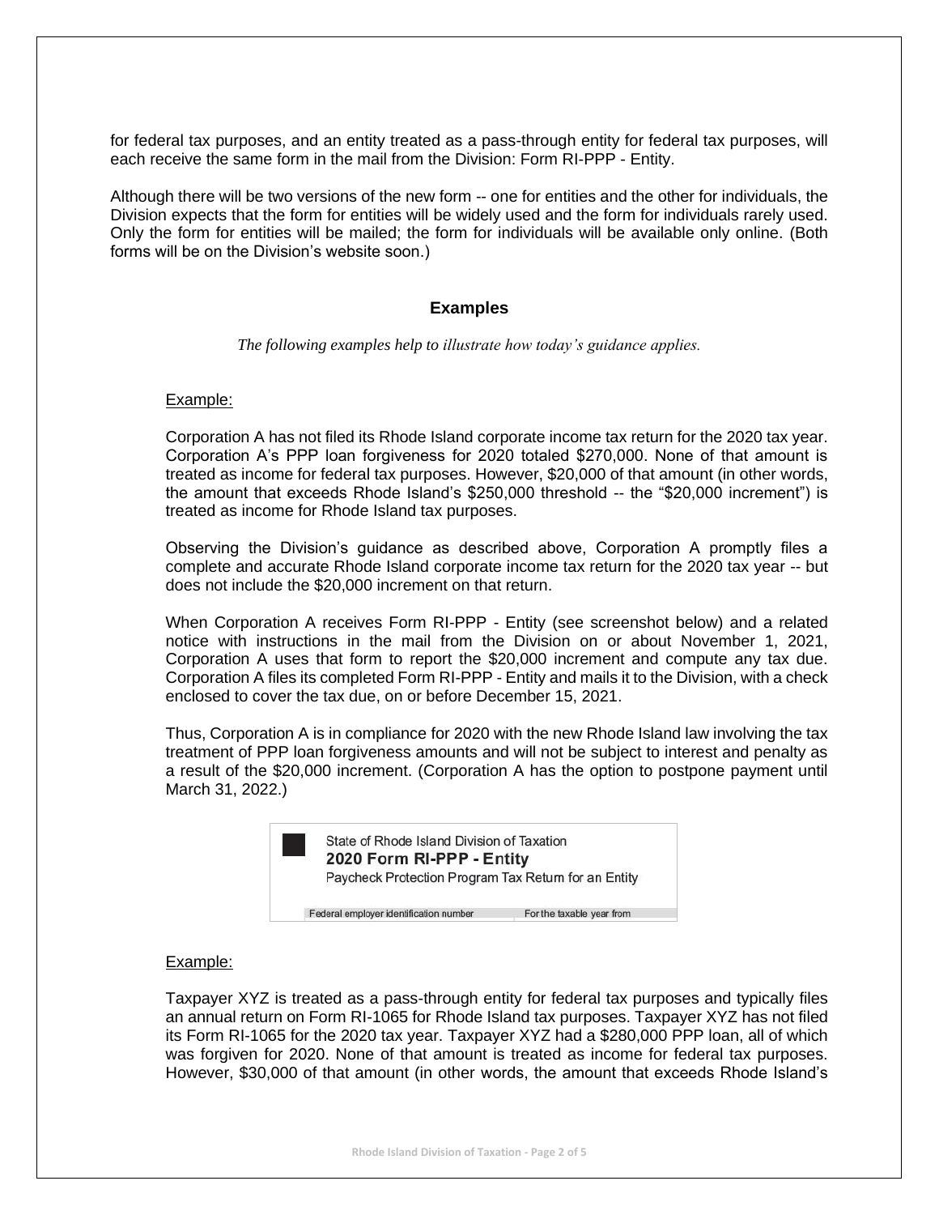for federal tax purposes, and an entity treated as a pass-through entity for federal tax purposes, will each receive the same form in the mail from the Division: Form RI-PPP - Entity.

Although there will be two versions of the new form -- one for entities and the other for individuals, the Division expects that the form for entities will be widely used and the form for individuals rarely used. Only the form for entities will be mailed; the form for individuals will be available only online. (Both forms will be on the Division's website soon.)

## Examples

*The following examples help to illustrate how today's guidance applies.*

Example:

Corporation A has not filed its Rhode Island corporate income tax return for the 2020 tax year. Corporation A's PPP loan forgiveness for 2020 totaled $270,000. None of that amount is treated as income for federal tax purposes. However, $20,000 of that amount (in other words, the amount that exceeds Rhode Island's $250,000 threshold -- the "$20,000 increment") is treated as income for Rhode Island tax purposes.

Observing the Division's guidance as described above, Corporation A promptly files a complete and accurate Rhode Island corporate income tax return for the 2020 tax year -- but does not include the $20,000 increment on that return.

When Corporation A receives Form RI-PPP - Entity (see screenshot below) and a related notice with instructions in the mail from the Division on or about November 1, 2021, Corporation A uses that form to report the $20,000 increment and compute any tax due. Corporation A files its completed Form RI-PPP - Entity and mails it to the Division, with a check enclosed to cover the tax due, on or before December 15, 2021.

Thus, Corporation A is in compliance for 2020 with the new Rhode Island law involving the tax treatment of PPP loan forgiveness amounts and will not be subject to interest and penalty as a result of the $20,000 increment. (Corporation A has the option to postpone payment until March 31, 2022.)

State of Rhode Island Division of Taxation
**2020 Form RI-PPP - Entity**
Paycheck Protection Program Tax Return for an Entity

| Federal employer identification number | For the taxable year from |
|---|---|

Example:

Taxpayer XYZ is treated as a pass-through entity for federal tax purposes and typically files an annual return on Form RI-1065 for Rhode Island tax purposes. Taxpayer XYZ has not filed its Form RI-1065 for the 2020 tax year. Taxpayer XYZ had a $280,000 PPP loan, all of which was forgiven for 2020. None of that amount is treated as income for federal tax purposes. However, $30,000 of that amount (in other words, the amount that exceeds Rhode Island's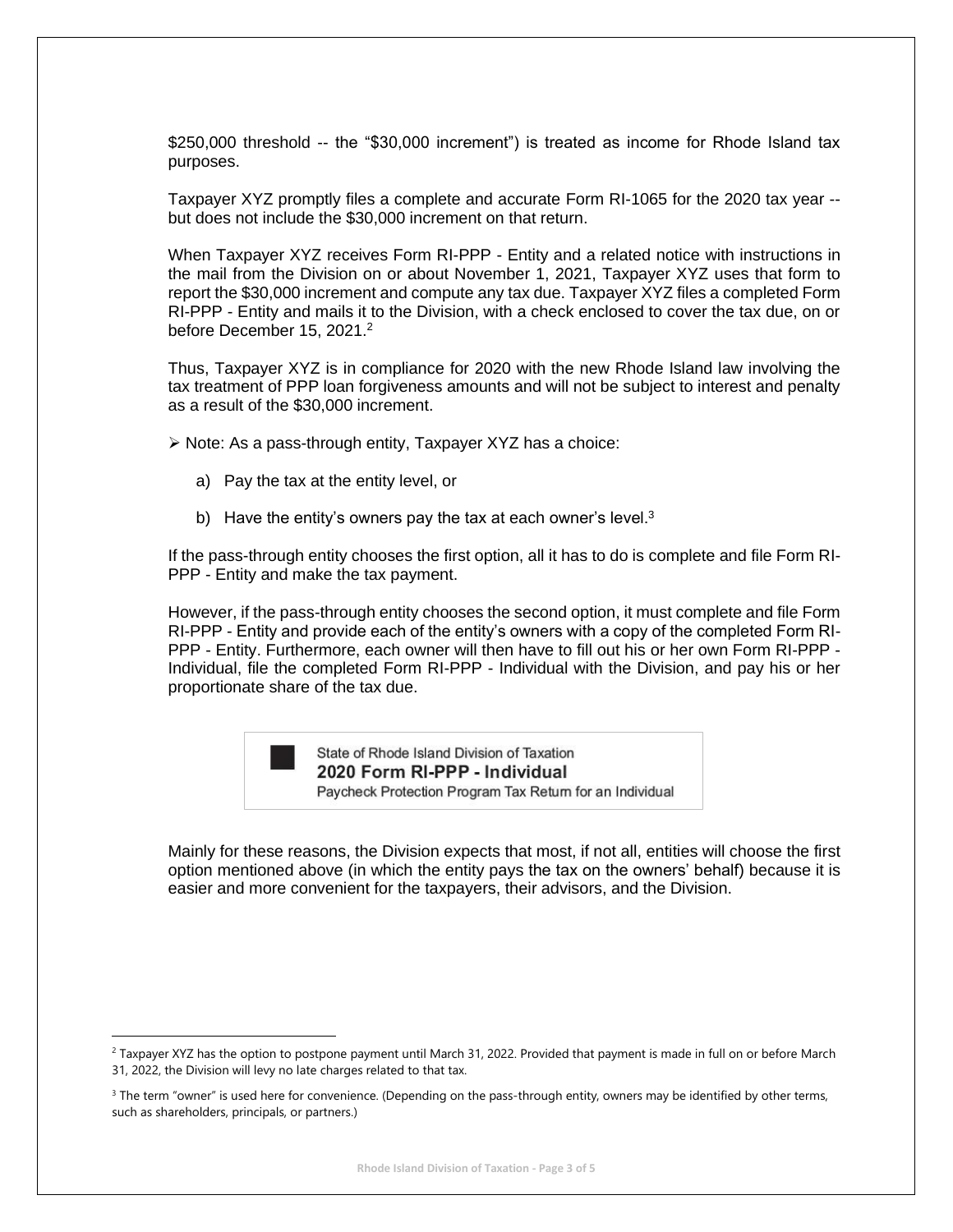$250,000 threshold -- the "$30,000 increment") is treated as income for Rhode Island tax purposes.

Taxpayer XYZ promptly files a complete and accurate Form RI-1065 for the 2020 tax year -- but does not include the $30,000 increment on that return.

When Taxpayer XYZ receives Form RI-PPP - Entity and a related notice with instructions in the mail from the Division on or about November 1, 2021, Taxpayer XYZ uses that form to report the $30,000 increment and compute any tax due. Taxpayer XYZ files a completed Form RI-PPP - Entity and mails it to the Division, with a check enclosed to cover the tax due, on or before December 15, 2021.[2]

Thus, Taxpayer XYZ is in compliance for 2020 with the new Rhode Island law involving the tax treatment of PPP loan forgiveness amounts and will not be subject to interest and penalty as a result of the $30,000 increment.

➢ Note: As a pass-through entity, Taxpayer XYZ has a choice:

a) Pay the tax at the entity level, or

b) Have the entity's owners pay the tax at each owner's level.[3]

If the pass-through entity chooses the first option, all it has to do is complete and file Form RI-PPP - Entity and make the tax payment.

However, if the pass-through entity chooses the second option, it must complete and file Form RI-PPP - Entity and provide each of the entity's owners with a copy of the completed Form RI-PPP - Entity. Furthermore, each owner will then have to fill out his or her own Form RI-PPP - Individual, file the completed Form RI-PPP - Individual with the Division, and pay his or her proportionate share of the tax due.

State of Rhode Island Division of Taxation
**2020 Form RI-PPP - Individual**
Paycheck Protection Program Tax Return for an Individual

Mainly for these reasons, the Division expects that most, if not all, entities will choose the first option mentioned above (in which the entity pays the tax on the owners' behalf) because it is easier and more convenient for the taxpayers, their advisors, and the Division.

---

[2] Taxpayer XYZ has the option to postpone payment until March 31, 2022. Provided that payment is made in full on or before March 31, 2022, the Division will levy no late charges related to that tax.

[3] The term "owner" is used here for convenience. (Depending on the pass-through entity, owners may be identified by other terms, such as shareholders, principals, or partners.)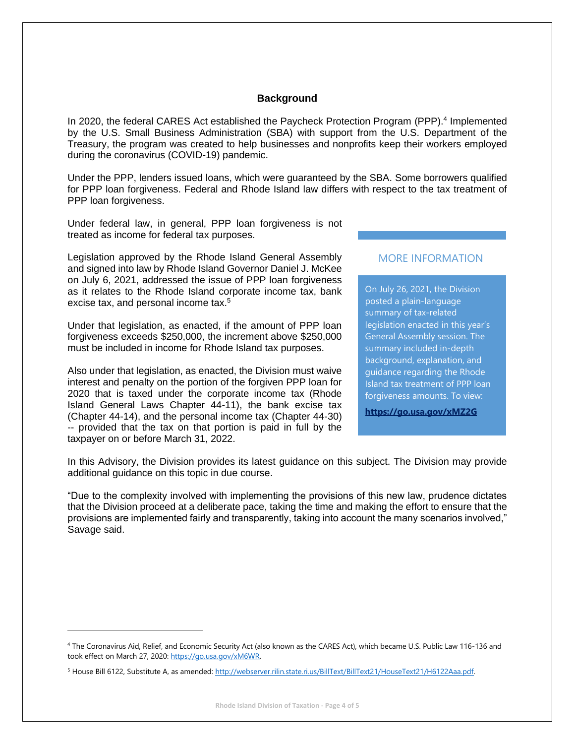## Background

In 2020, the federal CARES Act established the Paycheck Protection Program (PPP).[4] Implemented by the U.S. Small Business Administration (SBA) with support from the U.S. Department of the Treasury, the program was created to help businesses and nonprofits keep their workers employed during the coronavirus (COVID-19) pandemic.

Under the PPP, lenders issued loans, which were guaranteed by the SBA. Some borrowers qualified for PPP loan forgiveness. Federal and Rhode Island law differs with respect to the tax treatment of PPP loan forgiveness.

Under federal law, in general, PPP loan forgiveness is not treated as income for federal tax purposes.

Legislation approved by the Rhode Island General Assembly and signed into law by Rhode Island Governor Daniel J. McKee on July 6, 2021, addressed the issue of PPP loan forgiveness as it relates to the Rhode Island corporate income tax, bank excise tax, and personal income tax.[5]

Under that legislation, as enacted, if the amount of PPP loan forgiveness exceeds $250,000, the increment above $250,000 must be included in income for Rhode Island tax purposes.

Also under that legislation, as enacted, the Division must waive interest and penalty on the portion of the forgiven PPP loan for 2020 that is taxed under the corporate income tax (Rhode Island General Laws Chapter 44-11), the bank excise tax (Chapter 44-14), and the personal income tax (Chapter 44-30) -- provided that the tax on that portion is paid in full by the taxpayer on or before March 31, 2022.

### MORE INFORMATION

On July 26, 2021, the Division posted a plain-language summary of tax-related legislation enacted in this year's General Assembly session. The summary included in-depth background, explanation, and guidance regarding the Rhode Island tax treatment of PPP loan forgiveness amounts. To view:

**https://go.usa.gov/xMZ2G**

In this Advisory, the Division provides its latest guidance on this subject. The Division may provide additional guidance on this topic in due course.

"Due to the complexity involved with implementing the provisions of this new law, prudence dictates that the Division proceed at a deliberate pace, taking the time and making the effort to ensure that the provisions are implemented fairly and transparently, taking into account the many scenarios involved," Savage said.

---

[4] The Coronavirus Aid, Relief, and Economic Security Act (also known as the CARES Act), which became U.S. Public Law 116-136 and took effect on March 27, 2020: https://go.usa.gov/xM6WR.

[5] House Bill 6122, Substitute A, as amended: http://webserver.rilin.state.ri.us/BillText/BillText21/HouseText21/H6122Aaa.pdf.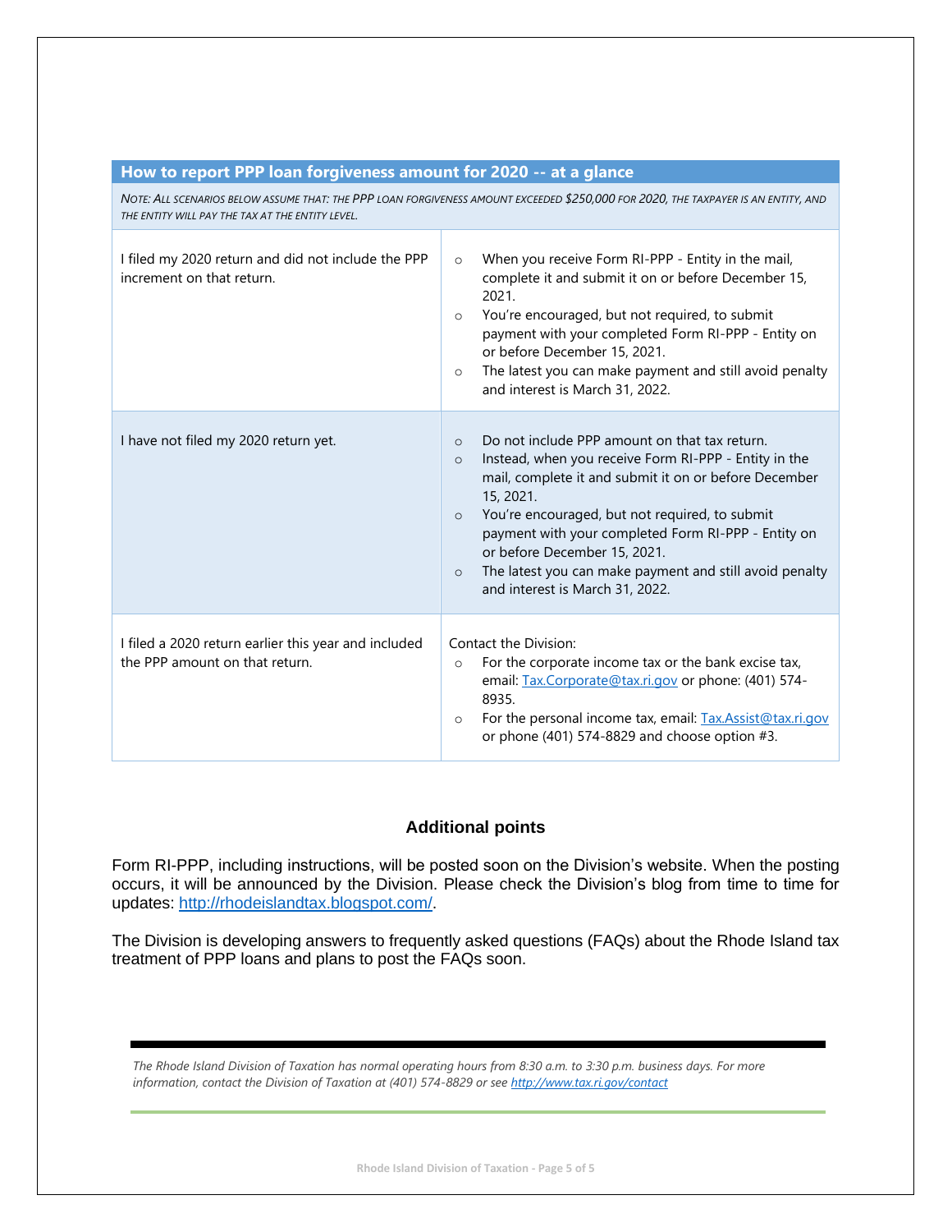## How to report PPP loan forgiveness amount for 2020 -- at a glance

*NOTE: ALL SCENARIOS BELOW ASSUME THAT: THE PPP LOAN FORGIVENESS AMOUNT EXCEEDED $250,000 FOR 2020, THE TAXPAYER IS AN ENTITY, AND THE ENTITY WILL PAY THE TAX AT THE ENTITY LEVEL.*

| | |
|---|---|
| I filed my 2020 return and did not include the PPP increment on that return. | ○ When you receive Form RI-PPP - Entity in the mail, complete it and submit it on or before December 15, 2021.<br>○ You're encouraged, but not required, to submit payment with your completed Form RI-PPP - Entity on or before December 15, 2021.<br>○ The latest you can make payment and still avoid penalty and interest is March 31, 2022. |
| I have not filed my 2020 return yet. | ○ Do not include PPP amount on that tax return.<br>○ Instead, when you receive Form RI-PPP - Entity in the mail, complete it and submit it on or before December 15, 2021.<br>○ You're encouraged, but not required, to submit payment with your completed Form RI-PPP - Entity on or before December 15, 2021.<br>○ The latest you can make payment and still avoid penalty and interest is March 31, 2022. |
| I filed a 2020 return earlier this year and included the PPP amount on that return. | Contact the Division:<br>○ For the corporate income tax or the bank excise tax, email: [Tax.Corporate@tax.ri.gov](mailto:Tax.Corporate@tax.ri.gov) or phone: (401) 574-8935.<br>○ For the personal income tax, email: [Tax.Assist@tax.ri.gov](mailto:Tax.Assist@tax.ri.gov) or phone (401) 574-8829 and choose option #3. |

### Additional points

Form RI-PPP, including instructions, will be posted soon on the Division's website. When the posting occurs, it will be announced by the Division. Please check the Division's blog from time to time for updates: [http://rhodeislandtax.blogspot.com/](http://rhodeislandtax.blogspot.com/).

The Division is developing answers to frequently asked questions (FAQs) about the Rhode Island tax treatment of PPP loans and plans to post the FAQs soon.

*The Rhode Island Division of Taxation has normal operating hours from 8:30 a.m. to 3:30 p.m. business days. For more information, contact the Division of Taxation at (401) 574-8829 or see [http://www.tax.ri.gov/contact](http://www.tax.ri.gov/contact)*